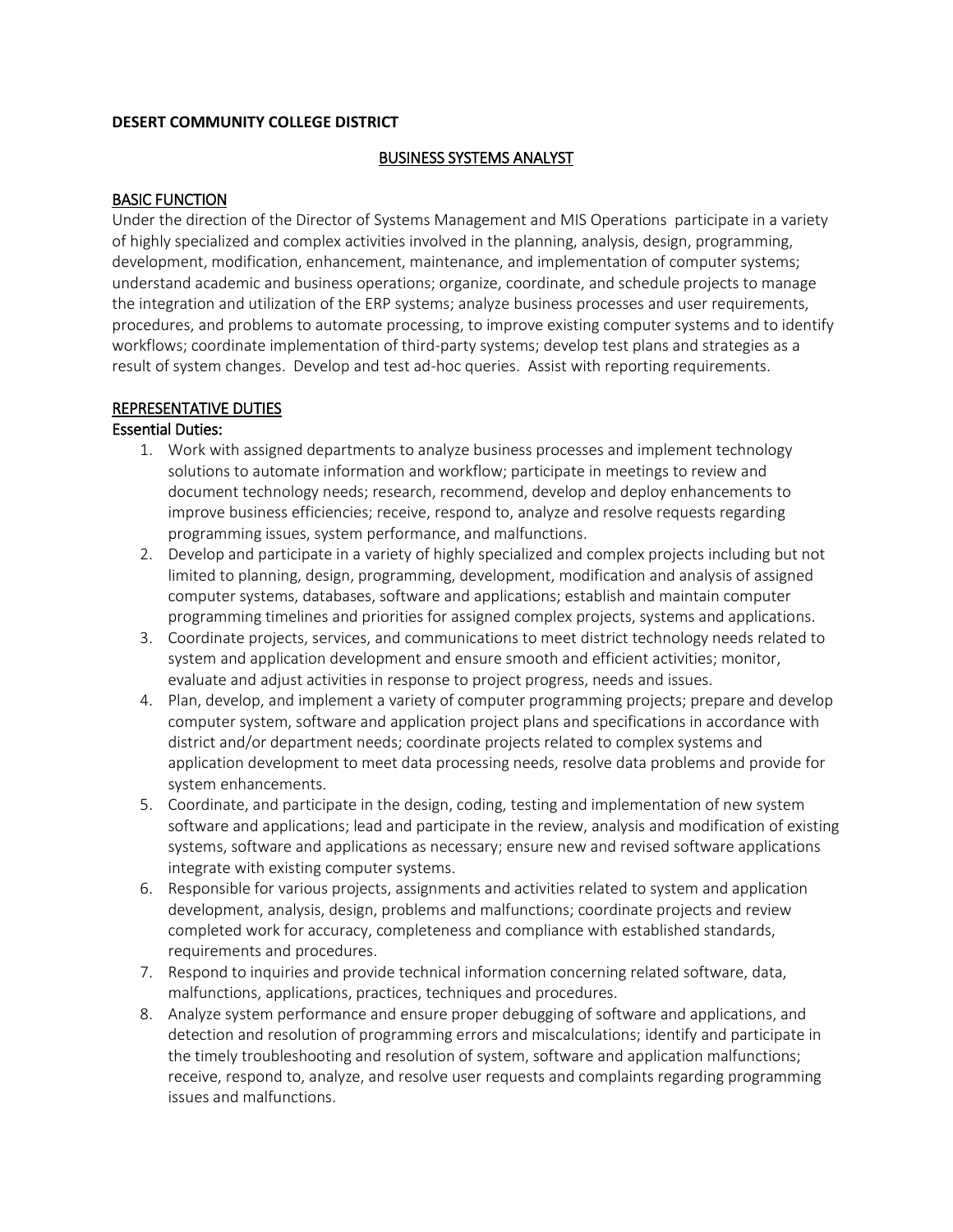**DESERT COMMUNITY COLLEGE DISTRICT**

## BUSINESS SYSTEMS ANALYST

### BASIC FUNCTION

Under the direction of the Director of Systems Management and MIS Operations participate in a variety of highly specialized and complex activities involved in the planning, analysis, design, programming, development, modification, enhancement, maintenance, and implementation of computer systems; understand academic and business operations; organize, coordinate, and schedule projects to manage the integration and utilization of the ERP systems; analyze business processes and user requirements, procedures, and problems to automate processing, to improve existing computer systems and to identify workflows; coordinate implementation of third-party systems; develop test plans and strategies as a result of system changes. Develop and test ad-hoc queries. Assist with reporting requirements.

### REPRESENTATIVE DUTIES

#### Essential Duties:

1. Work with assigned departments to analyze business processes and implement technology solutions to automate information and workflow; participate in meetings to review and document technology needs; research, recommend, develop and deploy enhancements to improve business efficiencies; receive, respond to, analyze and resolve requests regarding programming issues, system performance, and malfunctions.
2. Develop and participate in a variety of highly specialized and complex projects including but not limited to planning, design, programming, development, modification and analysis of assigned computer systems, databases, software and applications; establish and maintain computer programming timelines and priorities for assigned complex projects, systems and applications.
3. Coordinate projects, services, and communications to meet district technology needs related to system and application development and ensure smooth and efficient activities; monitor, evaluate and adjust activities in response to project progress, needs and issues.
4. Plan, develop, and implement a variety of computer programming projects; prepare and develop computer system, software and application project plans and specifications in accordance with district and/or department needs; coordinate projects related to complex systems and application development to meet data processing needs, resolve data problems and provide for system enhancements.
5. Coordinate, and participate in the design, coding, testing and implementation of new system software and applications; lead and participate in the review, analysis and modification of existing systems, software and applications as necessary; ensure new and revised software applications integrate with existing computer systems.
6. Responsible for various projects, assignments and activities related to system and application development, analysis, design, problems and malfunctions; coordinate projects and review completed work for accuracy, completeness and compliance with established standards, requirements and procedures.
7. Respond to inquiries and provide technical information concerning related software, data, malfunctions, applications, practices, techniques and procedures.
8. Analyze system performance and ensure proper debugging of software and applications, and detection and resolution of programming errors and miscalculations; identify and participate in the timely troubleshooting and resolution of system, software and application malfunctions; receive, respond to, analyze, and resolve user requests and complaints regarding programming issues and malfunctions.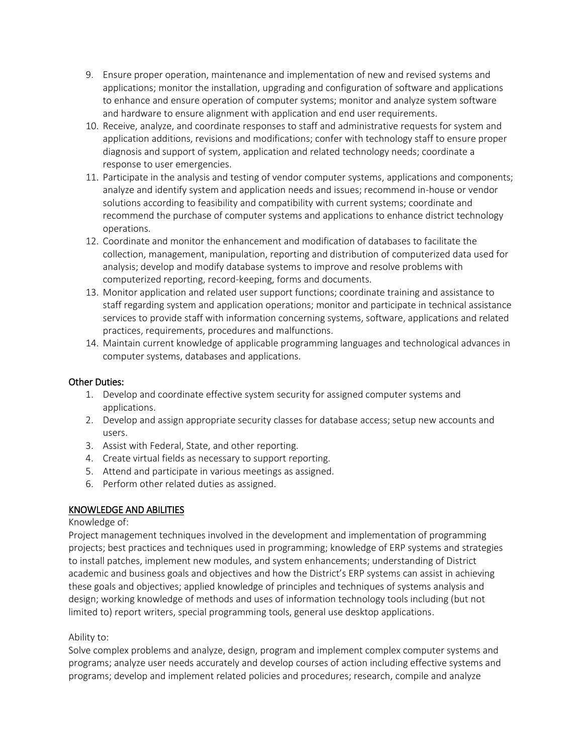9. Ensure proper operation, maintenance and implementation of new and revised systems and applications; monitor the installation, upgrading and configuration of software and applications to enhance and ensure operation of computer systems; monitor and analyze system software and hardware to ensure alignment with application and end user requirements.
10. Receive, analyze, and coordinate responses to staff and administrative requests for system and application additions, revisions and modifications; confer with technology staff to ensure proper diagnosis and support of system, application and related technology needs; coordinate a response to user emergencies.
11. Participate in the analysis and testing of vendor computer systems, applications and components; analyze and identify system and application needs and issues; recommend in-house or vendor solutions according to feasibility and compatibility with current systems; coordinate and recommend the purchase of computer systems and applications to enhance district technology operations.
12. Coordinate and monitor the enhancement and modification of databases to facilitate the collection, management, manipulation, reporting and distribution of computerized data used for analysis; develop and modify database systems to improve and resolve problems with computerized reporting, record-keeping, forms and documents.
13. Monitor application and related user support functions; coordinate training and assistance to staff regarding system and application operations; monitor and participate in technical assistance services to provide staff with information concerning systems, software, applications and related practices, requirements, procedures and malfunctions.
14. Maintain current knowledge of applicable programming languages and technological advances in computer systems, databases and applications.

Other Duties:

1. Develop and coordinate effective system security for assigned computer systems and applications.
2. Develop and assign appropriate security classes for database access; setup new accounts and users.
3. Assist with Federal, State, and other reporting.
4. Create virtual fields as necessary to support reporting.
5. Attend and participate in various meetings as assigned.
6. Perform other related duties as assigned.

## KNOWLEDGE AND ABILITIES

Knowledge of:

Project management techniques involved in the development and implementation of programming projects; best practices and techniques used in programming; knowledge of ERP systems and strategies to install patches, implement new modules, and system enhancements; understanding of District academic and business goals and objectives and how the District's ERP systems can assist in achieving these goals and objectives; applied knowledge of principles and techniques of systems analysis and design; working knowledge of methods and uses of information technology tools including (but not limited to) report writers, special programming tools, general use desktop applications.

Ability to:

Solve complex problems and analyze, design, program and implement complex computer systems and programs; analyze user needs accurately and develop courses of action including effective systems and programs; develop and implement related policies and procedures; research, compile and analyze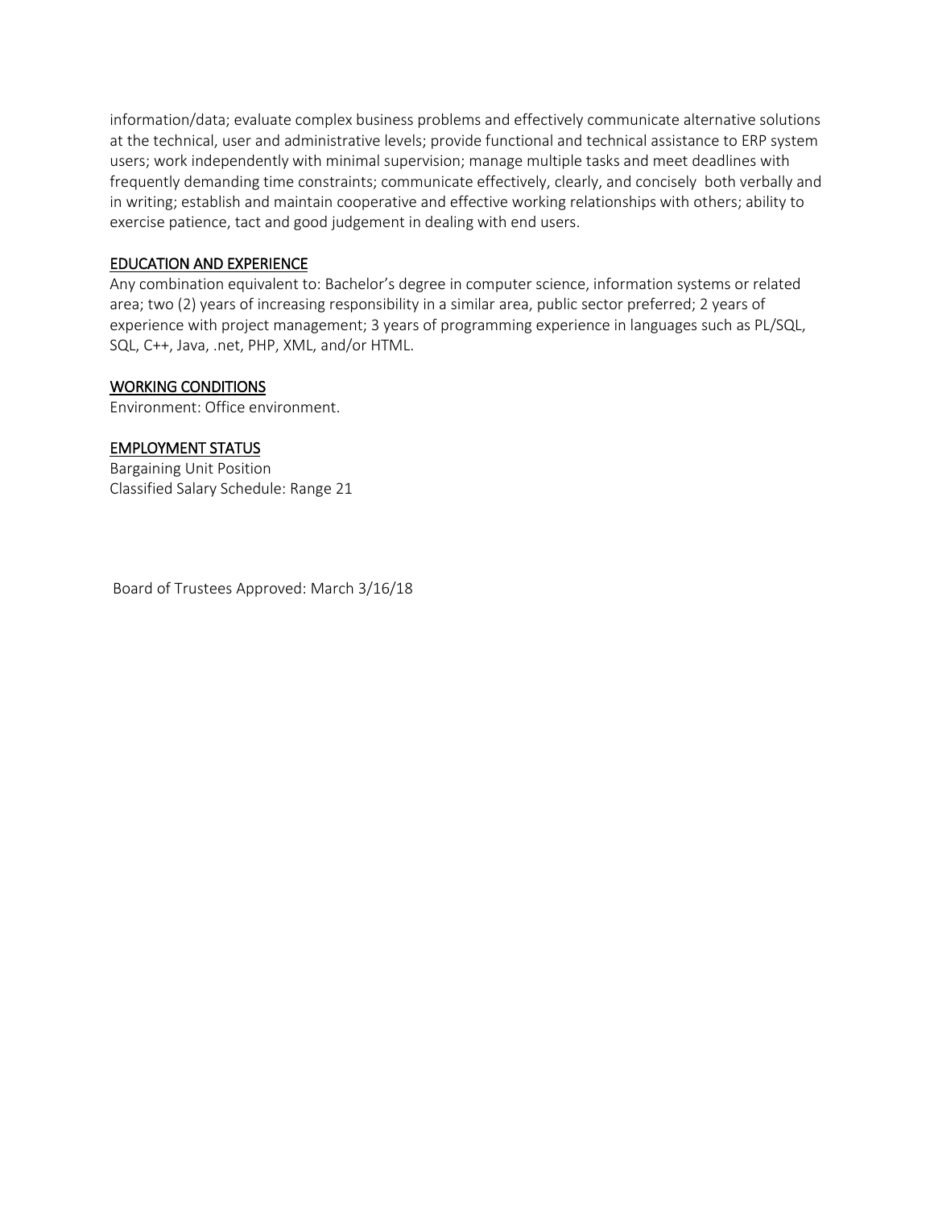information/data; evaluate complex business problems and effectively communicate alternative solutions at the technical, user and administrative levels; provide functional and technical assistance to ERP system users; work independently with minimal supervision; manage multiple tasks and meet deadlines with frequently demanding time constraints; communicate effectively, clearly, and concisely both verbally and in writing; establish and maintain cooperative and effective working relationships with others; ability to exercise patience, tact and good judgement in dealing with end users.

## EDUCATION AND EXPERIENCE

Any combination equivalent to: Bachelor's degree in computer science, information systems or related area; two (2) years of increasing responsibility in a similar area, public sector preferred; 2 years of experience with project management; 3 years of programming experience in languages such as PL/SQL, SQL, C++, Java, .net, PHP, XML, and/or HTML.

## WORKING CONDITIONS

Environment: Office environment.

## EMPLOYMENT STATUS

Bargaining Unit Position
Classified Salary Schedule: Range 21

Board of Trustees Approved: March 3/16/18